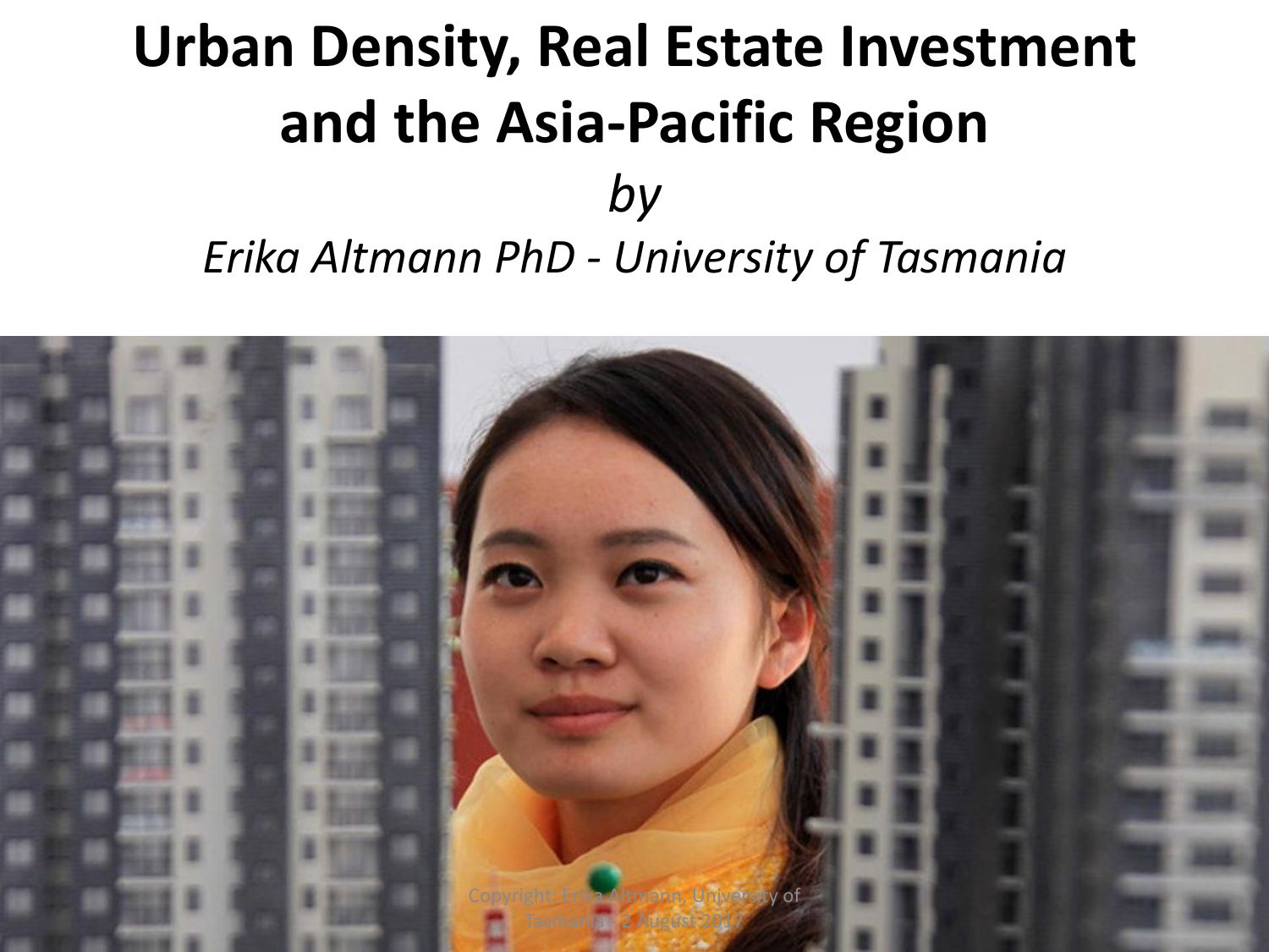# Urban Density, Real Estate Investment and the Asia-Pacific Region

*by*

*Erika Altmann PhD - University of Tasmania*

Copyright: Erika Altmann, University of Tasmania, 2 August 2017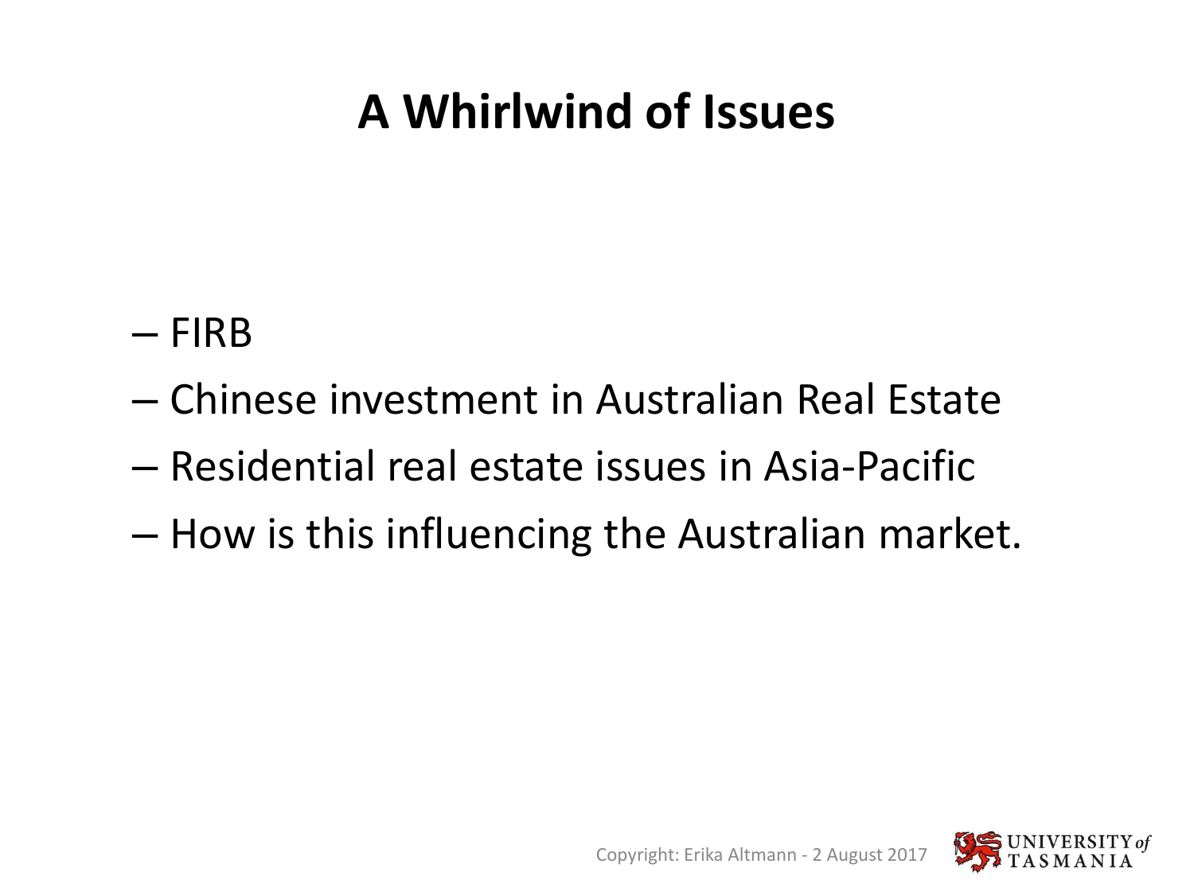# A Whirlwind of Issues

- FIRB
- Chinese investment in Australian Real Estate
- Residential real estate issues in Asia-Pacific
- How is this influencing the Australian market.

Copyright: Erika Altmann - 2 August 2017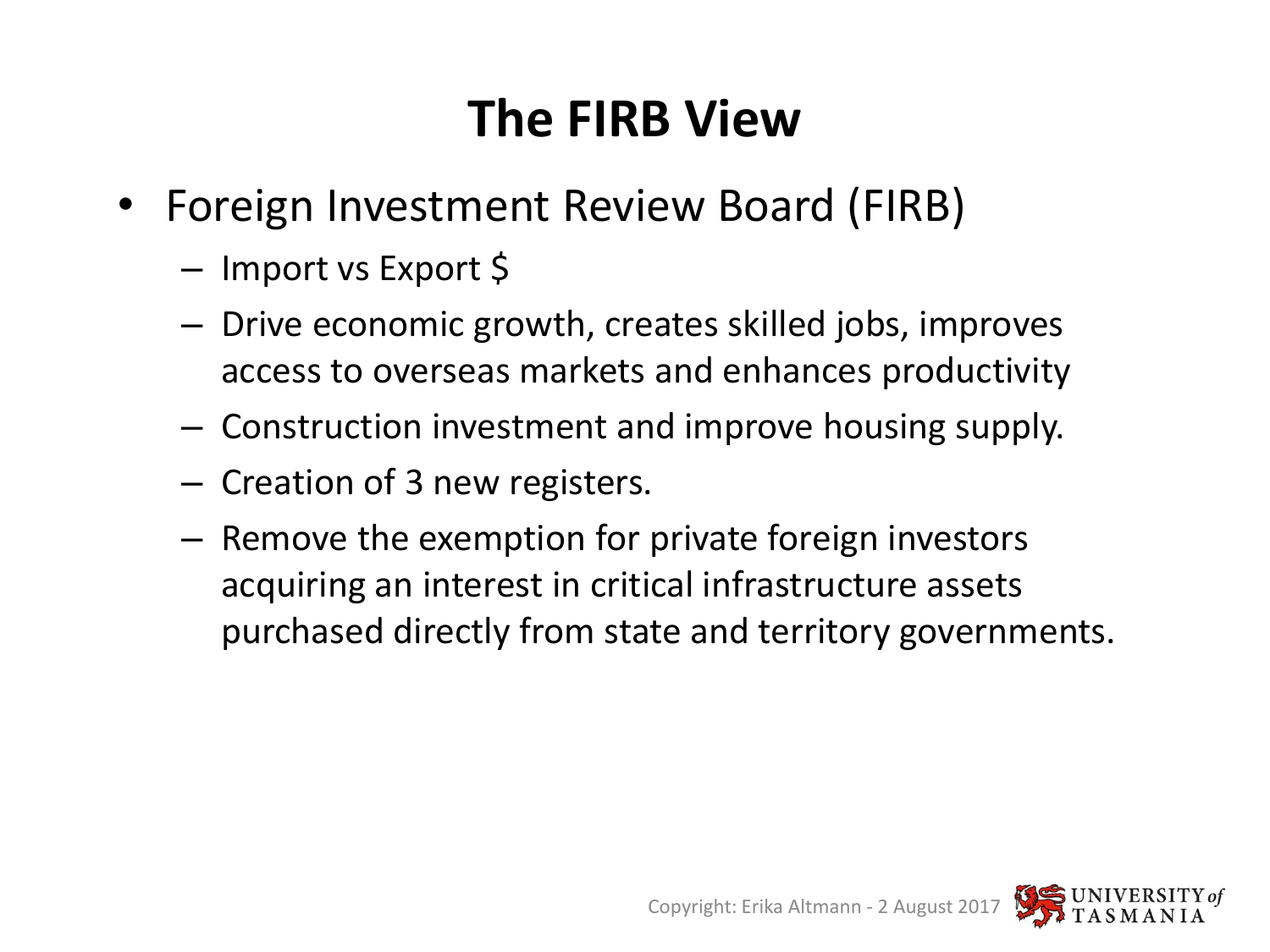# The FIRB View

- Foreign Investment Review Board (FIRB)
  - Import vs Export $
  - Drive economic growth, creates skilled jobs, improves access to overseas markets and enhances productivity
  - Construction investment and improve housing supply.
  - Creation of 3 new registers.
  - Remove the exemption for private foreign investors acquiring an interest in critical infrastructure assets purchased directly from state and territory governments.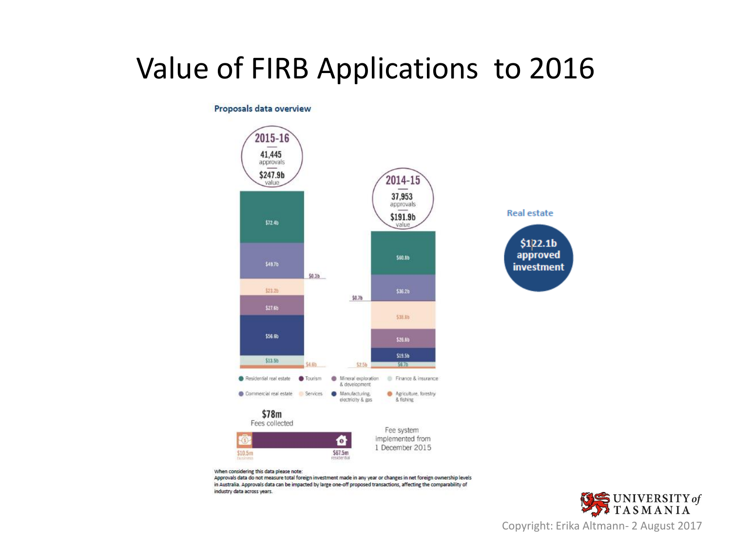# Value of FIRB Applications to 2016

**Proposals data overview**

**2015-16**
41,445 approvals
$247.9b value

**2014-15**
37,953 approvals
$191.9b value

| Sector | 2015-16 | 2014-15 |
| --- | --- | --- |
| Residential real estate | $72.4b | $60.8b |
| Commercial real estate | $49.7b | $36.2b |
| Tourism | $0.3b | $0.7b |
| Services | $23.2b | $38.8b |
| Mineral exploration & development | $27.6b | $26.6b |
| Manufacturing, electricity & gas | $56.6b | $19.5b |
| Finance & insurance | $13.5b | $6.7b |
| Agriculture, forestry & fishing | $4.6b | $2.5b |

**$78m** Fees collected

$10.5m business

$67.5m residential

Fee system implemented from 1 December 2015

When considering this data please note:
Approvals data do not measure total foreign investment made in any year or changes in net foreign ownership levels in Australia. Approvals data can be impacted by large one-off proposed transactions, affecting the comparability of industry data across years.

**Real estate**

**$122.1b approved investment**

Copyright: Erika Altmann- 2 August 2017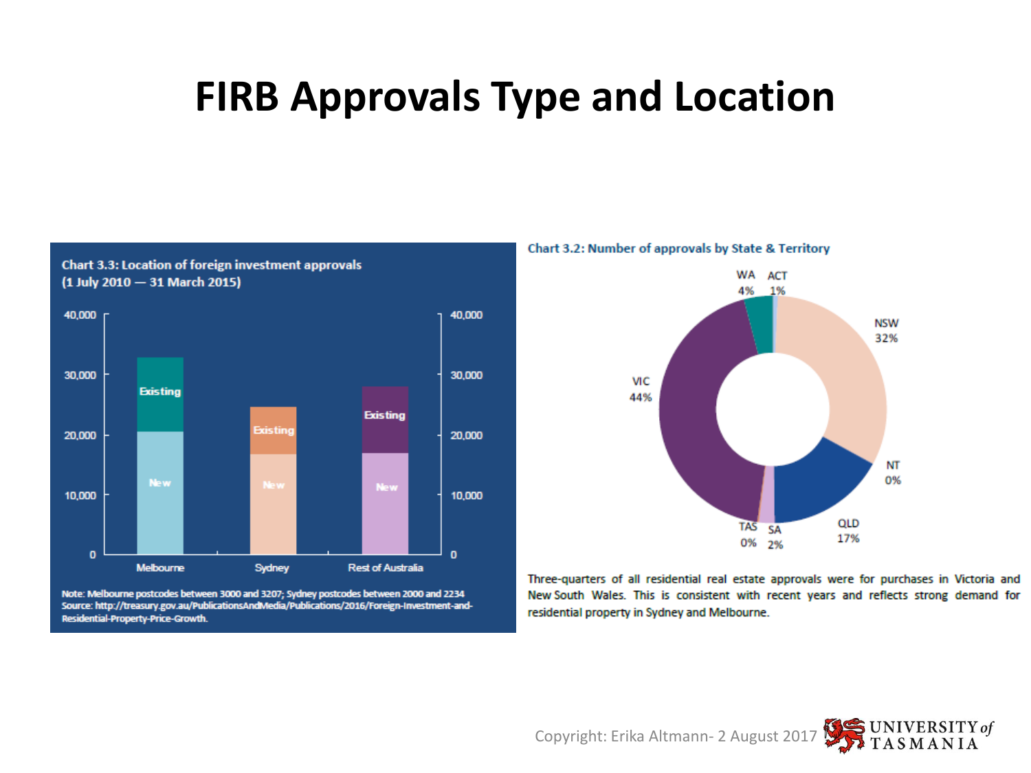# FIRB Approvals Type and Location

**Chart 3.3: Location of foreign investment approvals (1 July 2010 — 31 March 2015)**

Note: Melbourne postcodes between 3000 and 3207; Sydney postcodes between 2000 and 2234
Source: http://treasury.gov.au/PublicationsAndMedia/Publications/2016/Foreign-Investment-and-Residential-Property-Price-Growth.

**Chart 3.2: Number of approvals by State & Territory**

Three-quarters of all residential real estate approvals were for purchases in Victoria and New South Wales. This is consistent with recent years and reflects strong demand for residential property in Sydney and Melbourne.

Copyright: Erika Altmann- 2 August 2017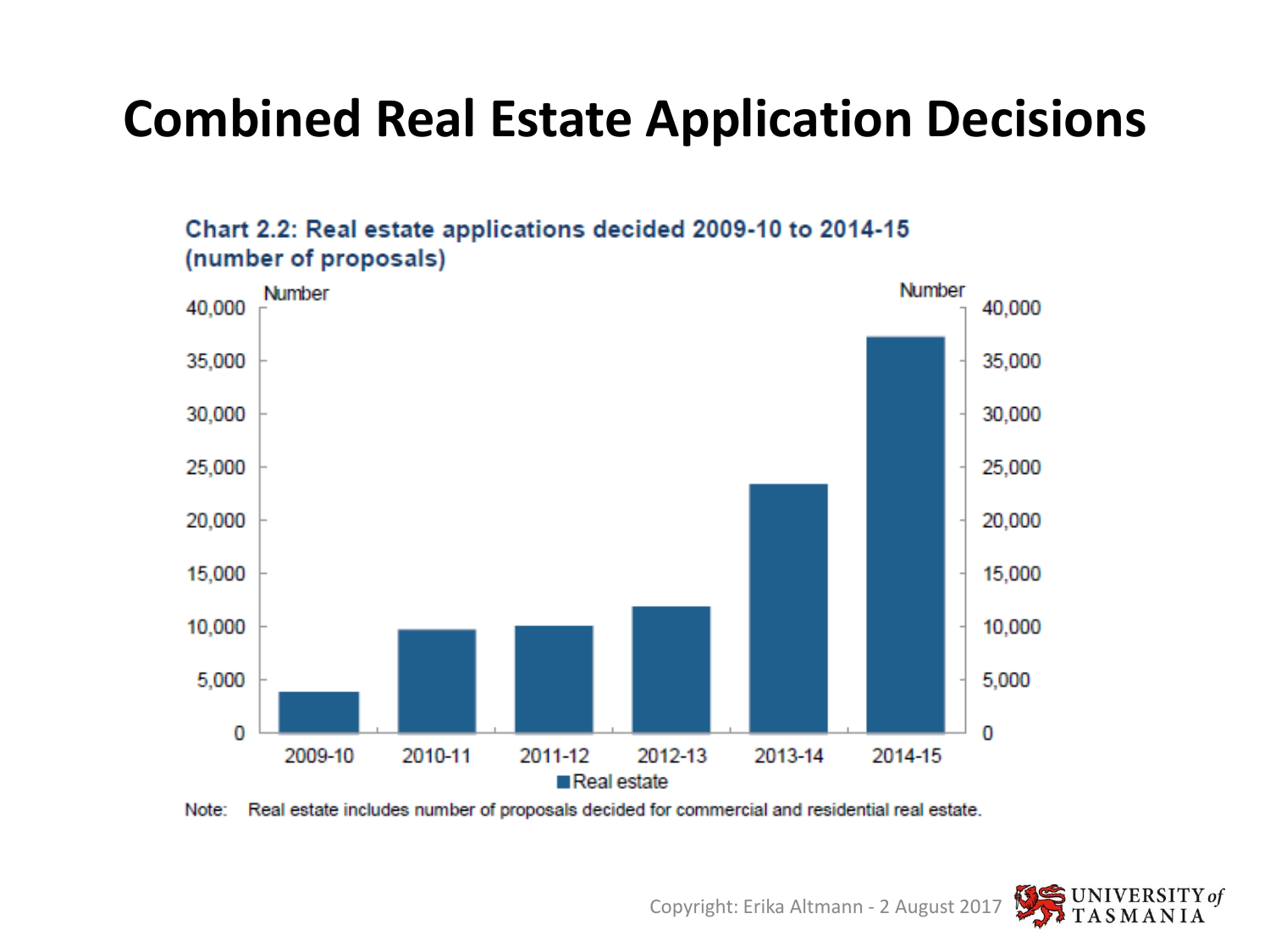# Combined Real Estate Application Decisions

**Chart 2.2: Real estate applications decided 2009-10 to 2014-15 (number of proposals)**

Number

40,000
35,000
30,000
25,000
20,000
15,000
10,000
5,000
0

2009-10 2010-11 2011-12 2012-13 2013-14 2014-15

Real estate

Note: Real estate includes number of proposals decided for commercial and residential real estate.

Copyright: Erika Altmann - 2 August 2017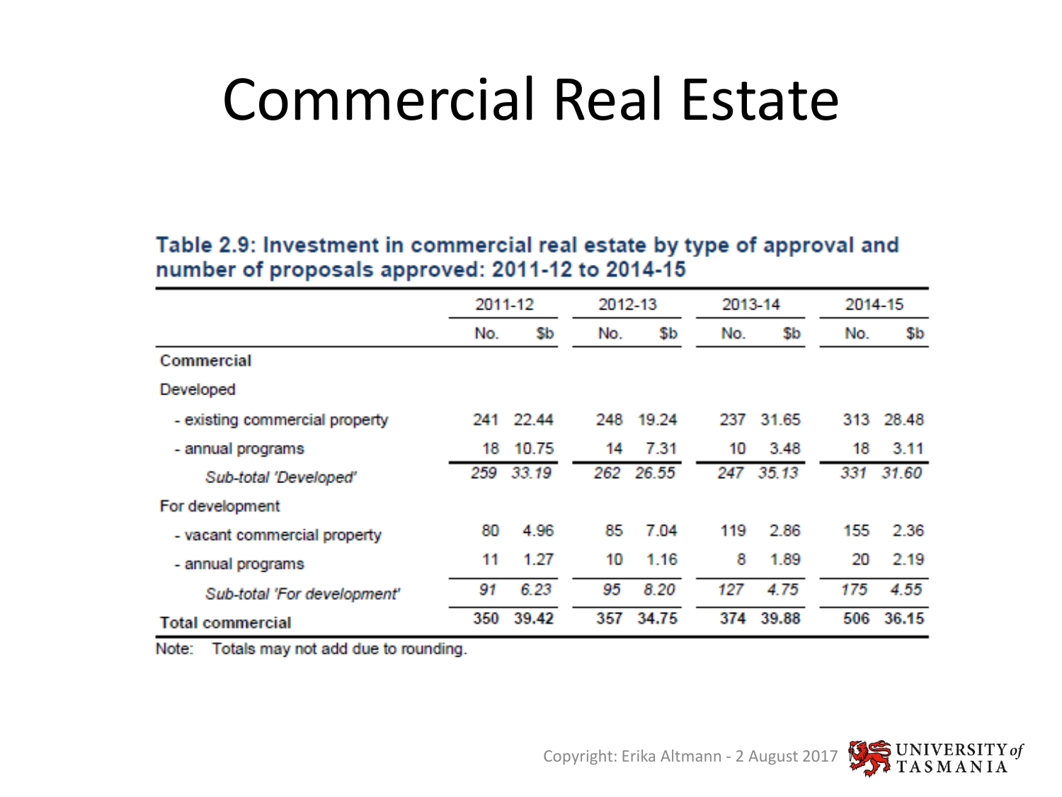# Commercial Real Estate

**Table 2.9: Investment in commercial real estate by type of approval and number of proposals approved: 2011-12 to 2014-15**

| | 2011-12 | | 2012-13 | | 2013-14 | | 2014-15 | |
|---|---|---|---|---|---|---|---|---|
| | No. | $b | No. | $b | No. | $b | No. | $b |
| **Commercial** | | | | | | | | |
| Developed | | | | | | | | |
| - existing commercial property | 241 | 22.44 | 248 | 19.24 | 237 | 31.65 | 313 | 28.48 |
| - annual programs | 18 | 10.75 | 14 | 7.31 | 10 | 3.48 | 18 | 3.11 |
| *Sub-total 'Developed'* | *259* | *33.19* | *262* | *26.55* | *247* | *35.13* | *331* | *31.60* |
| For development | | | | | | | | |
| - vacant commercial property | 80 | 4.96 | 85 | 7.04 | 119 | 2.86 | 155 | 2.36 |
| - annual programs | 11 | 1.27 | 10 | 1.16 | 8 | 1.89 | 20 | 2.19 |
| *Sub-total 'For development'* | *91* | *6.23* | *95* | *8.20* | *127* | *4.75* | *175* | *4.55* |
| **Total commercial** | 350 | 39.42 | 357 | 34.75 | 374 | 39.88 | 506 | 36.15 |

Note: Totals may not add due to rounding.

Copyright: Erika Altmann - 2 August 2017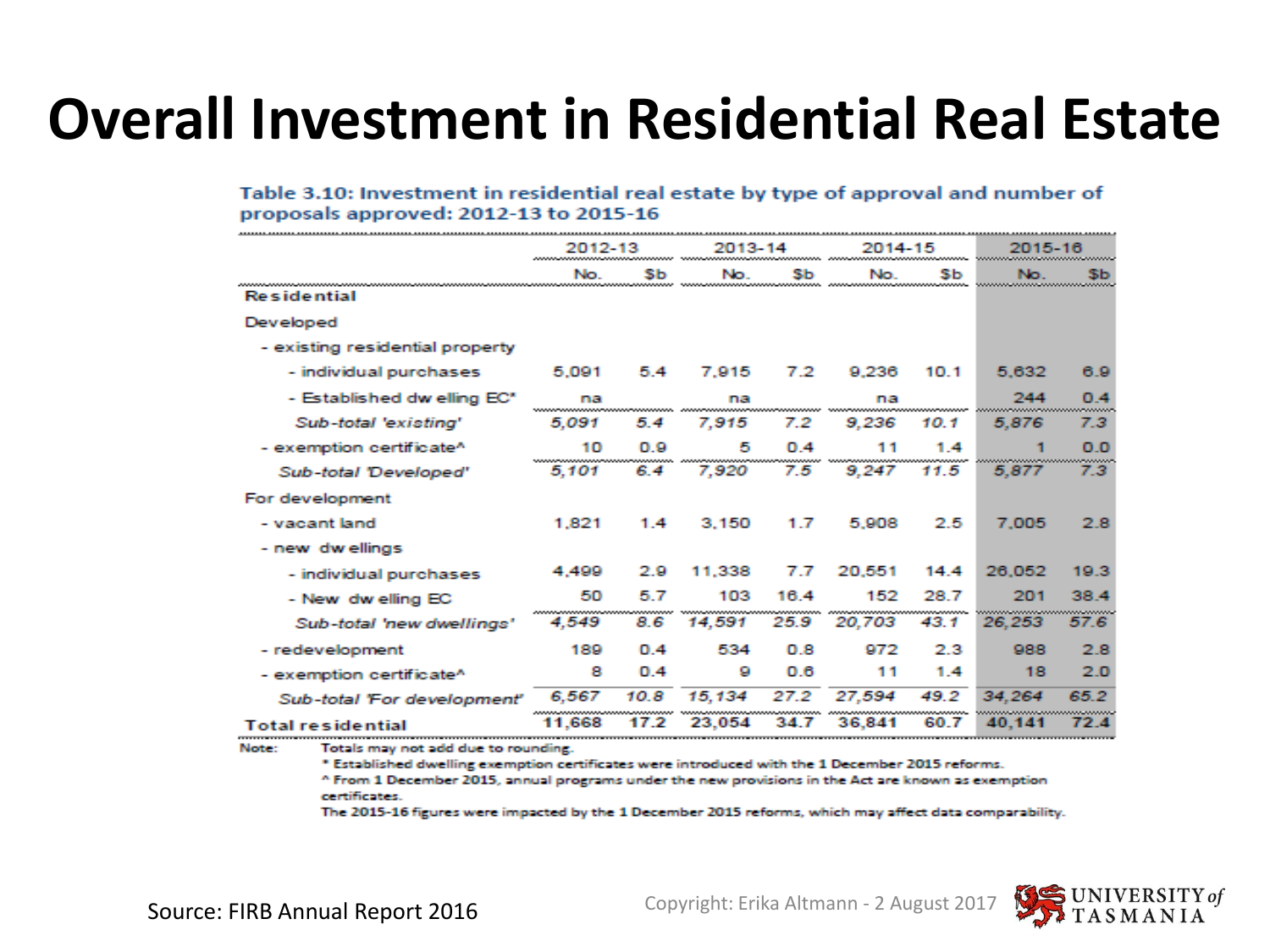# Overall Investment in Residential Real Estate

**Table 3.10: Investment in residential real estate by type of approval and number of proposals approved: 2012-13 to 2015-16**

| | 2012-13 | | 2013-14 | | 2014-15 | | 2015-16 | |
|---|---|---|---|---|---|---|---|---|
| | No. | $b | No. | $b | No. | $b | No. | $b |
| **Residential** | | | | | | | | |
| Developed | | | | | | | | |
| - existing residential property | | | | | | | | |
| - individual purchases | 5,091 | 5.4 | 7,915 | 7.2 | 9,236 | 10.1 | 5,632 | 6.9 |
| - Established dwelling EC* | na | | na | | na | | 244 | 0.4 |
| *Sub-total 'existing'* | *5,091* | *5.4* | *7,915* | *7.2* | *9,236* | *10.1* | *5,876* | *7.3* |
| - exemption certificate^ | 10 | 0.9 | 5 | 0.4 | 11 | 1.4 | 1 | 0.0 |
| *Sub-total 'Developed'* | *5,101* | *6.4* | *7,920* | *7.5* | *9,247* | *11.5* | *5,877* | *7.3* |
| For development | | | | | | | | |
| - vacant land | 1,821 | 1.4 | 3,150 | 1.7 | 5,908 | 2.5 | 7,005 | 2.8 |
| - new dwellings | | | | | | | | |
| - individual purchases | 4,499 | 2.9 | 11,338 | 7.7 | 20,551 | 14.4 | 26,052 | 19.3 |
| - New dwelling EC | 50 | 5.7 | 103 | 18.4 | 152 | 28.7 | 201 | 38.4 |
| *Sub-total 'new dwellings'* | *4,549* | *8.6* | *14,591* | *25.9* | *20,703* | *43.1* | *26,253* | *57.6* |
| - redevelopment | 189 | 0.4 | 534 | 0.8 | 972 | 2.3 | 988 | 2.8 |
| - exemption certificate^ | 8 | 0.4 | 9 | 0.6 | 11 | 1.4 | 18 | 2.0 |
| *Sub-total 'For development'* | *6,567* | *10.8* | *15,134* | *27.2* | *27,594* | *49.2* | *34,264* | *65.2* |
| **Total residential** | 11,668 | 17.2 | 23,054 | 34.7 | 36,841 | 60.7 | 40,141 | 72.4 |

Note: Totals may not add due to rounding.
\* Established dwelling exemption certificates were introduced with the 1 December 2015 reforms.
^ From 1 December 2015, annual programs under the new provisions in the Act are known as exemption certificates.
The 2015-16 figures were impacted by the 1 December 2015 reforms, which may affect data comparability.

Source: FIRB Annual Report 2016

Copyright: Erika Altmann - 2 August 2017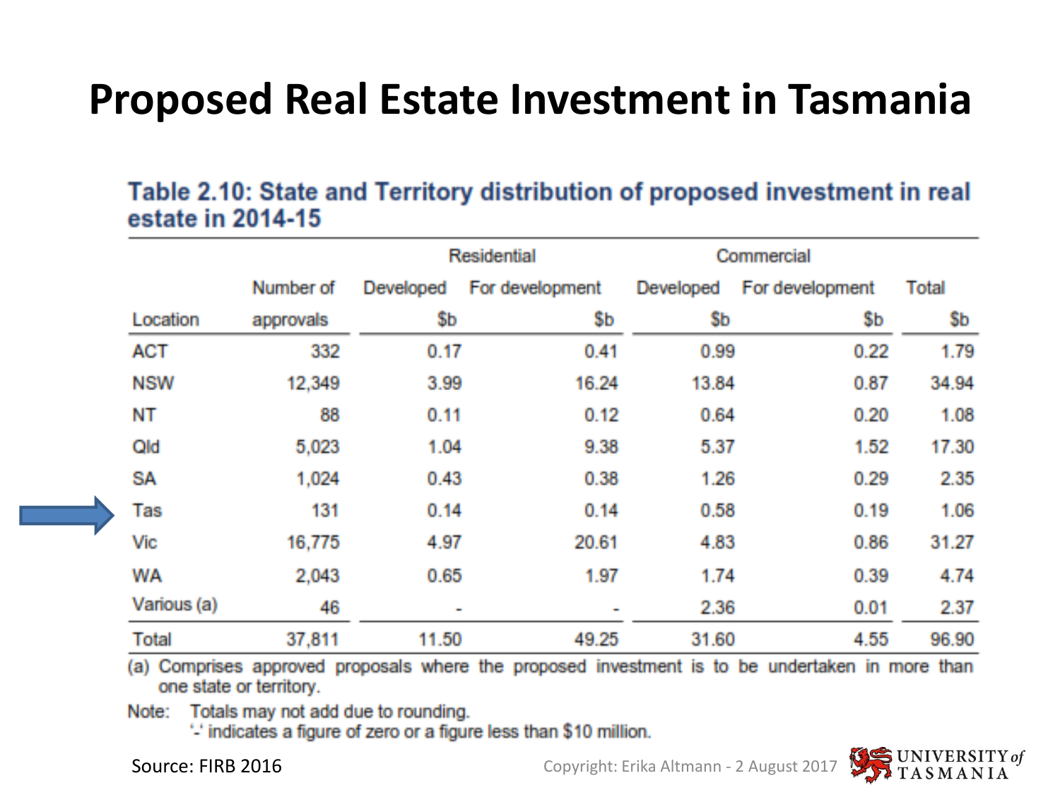# Proposed Real Estate Investment in Tasmania

**Table 2.10: State and Territory distribution of proposed investment in real estate in 2014-15**

| | | Residential | | Commercial | | |
|---|---|---|---|---|---|---|
| | Number of | Developed | For development | Developed | For development | Total |
| Location | approvals | $b | $b | $b | $b | $b |
| ACT | 332 | 0.17 | 0.41 | 0.99 | 0.22 | 1.79 |
| NSW | 12,349 | 3.99 | 16.24 | 13.84 | 0.87 | 34.94 |
| NT | 88 | 0.11 | 0.12 | 0.64 | 0.20 | 1.08 |
| Qld | 5,023 | 1.04 | 9.38 | 5.37 | 1.52 | 17.30 |
| SA | 1,024 | 0.43 | 0.38 | 1.26 | 0.29 | 2.35 |
| Tas | 131 | 0.14 | 0.14 | 0.58 | 0.19 | 1.06 |
| Vic | 16,775 | 4.97 | 20.61 | 4.83 | 0.86 | 31.27 |
| WA | 2,043 | 0.65 | 1.97 | 1.74 | 0.39 | 4.74 |
| Various (a) | 46 | - | - | 2.36 | 0.01 | 2.37 |
| Total | 37,811 | 11.50 | 49.25 | 31.60 | 4.55 | 96.90 |

(a) Comprises approved proposals where the proposed investment is to be undertaken in more than one state or territory.

Note: Totals may not add due to rounding.
'-' indicates a figure of zero or a figure less than $10 million.

Source: FIRB 2016

Copyright: Erika Altmann - 2 August 2017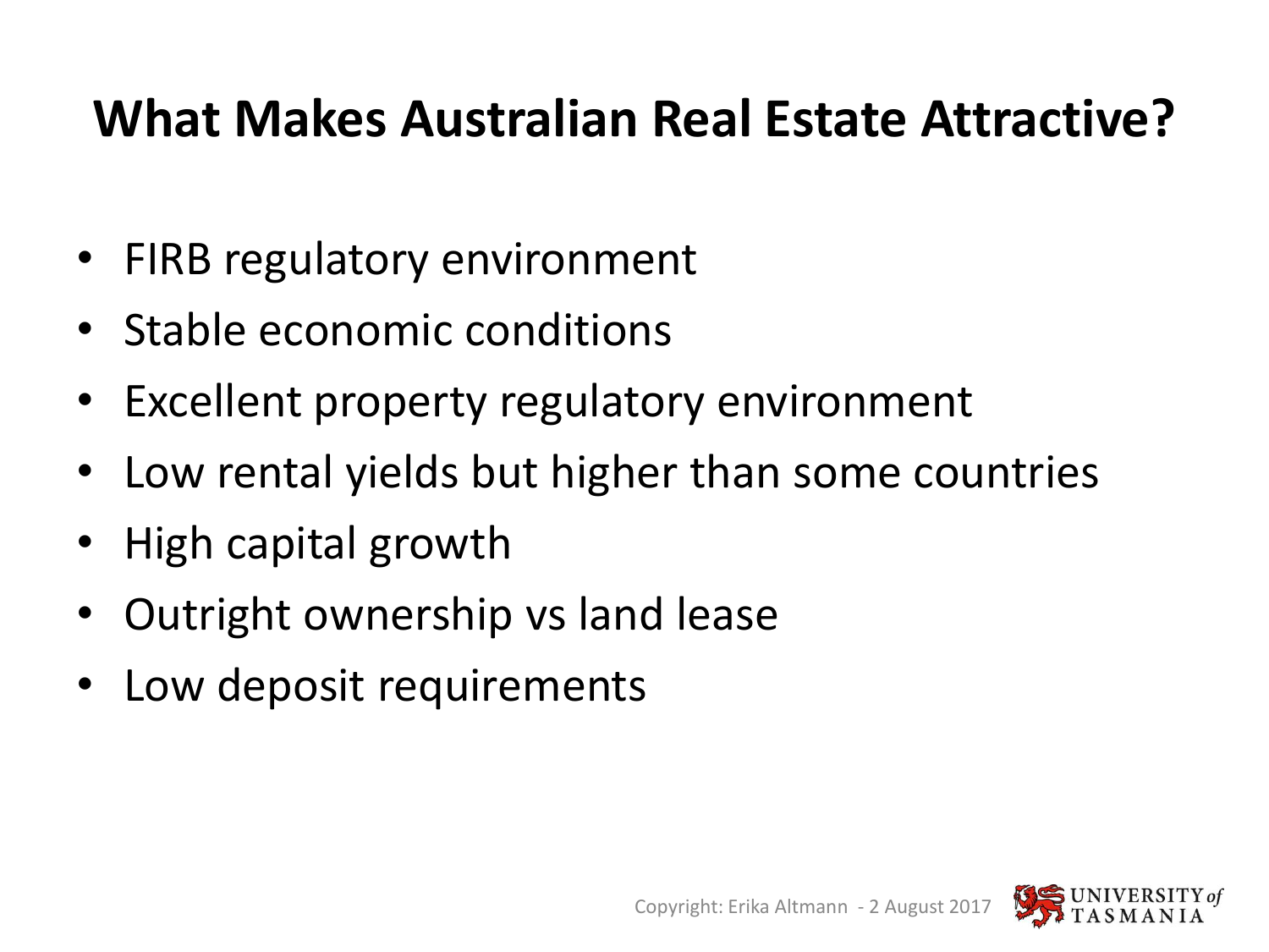# What Makes Australian Real Estate Attractive?

- FIRB regulatory environment
- Stable economic conditions
- Excellent property regulatory environment
- Low rental yields but higher than some countries
- High capital growth
- Outright ownership vs land lease
- Low deposit requirements

Copyright: Erika Altmann - 2 August 2017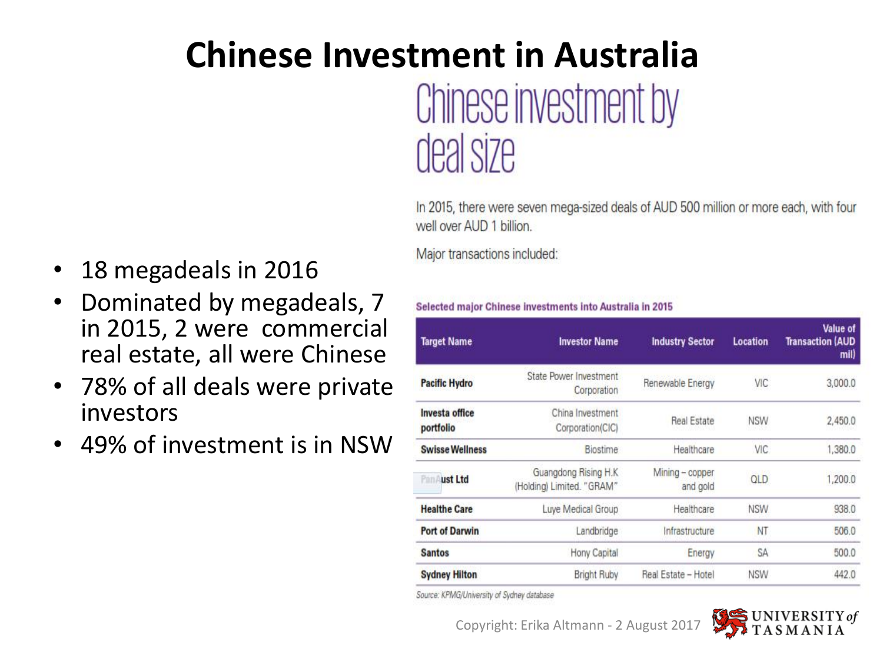# Chinese Investment in Australia

- 18 megadeals in 2016
- Dominated by megadeals, 7 in 2015, 2 were commercial real estate, all were Chinese
- 78% of all deals were private investors
- 49% of investment is in NSW

## Chinese investment by deal size

In 2015, there were seven mega-sized deals of AUD 500 million or more each, with four well over AUD 1 billion.

Major transactions included:

**Selected major Chinese investments into Australia in 2015**

| Target Name | Investor Name | Industry Sector | Location | Value of Transaction (AUD mil) |
|---|---|---|---|---|
| **Pacific Hydro** | State Power Investment Corporation | Renewable Energy | VIC | 3,000.0 |
| **Investa office portfolio** | China Investment Corporation(CIC) | Real Estate | NSW | 2,450.0 |
| **Swisse Wellness** | Biostime | Healthcare | VIC | 1,380.0 |
| **PanAust Ltd** | Guangdong Rising H.K (Holding) Limited. "GRAM" | Mining – copper and gold | QLD | 1,200.0 |
| **Healthe Care** | Luye Medical Group | Healthcare | NSW | 938.0 |
| **Port of Darwin** | Landbridge | Infrastructure | NT | 506.0 |
| **Santos** | Hony Capital | Energy | SA | 500.0 |
| **Sydney Hilton** | Bright Ruby | Real Estate – Hotel | NSW | 442.0 |

*Source: KPMG/University of Sydney database*

Copyright: Erika Altmann - 2 August 2017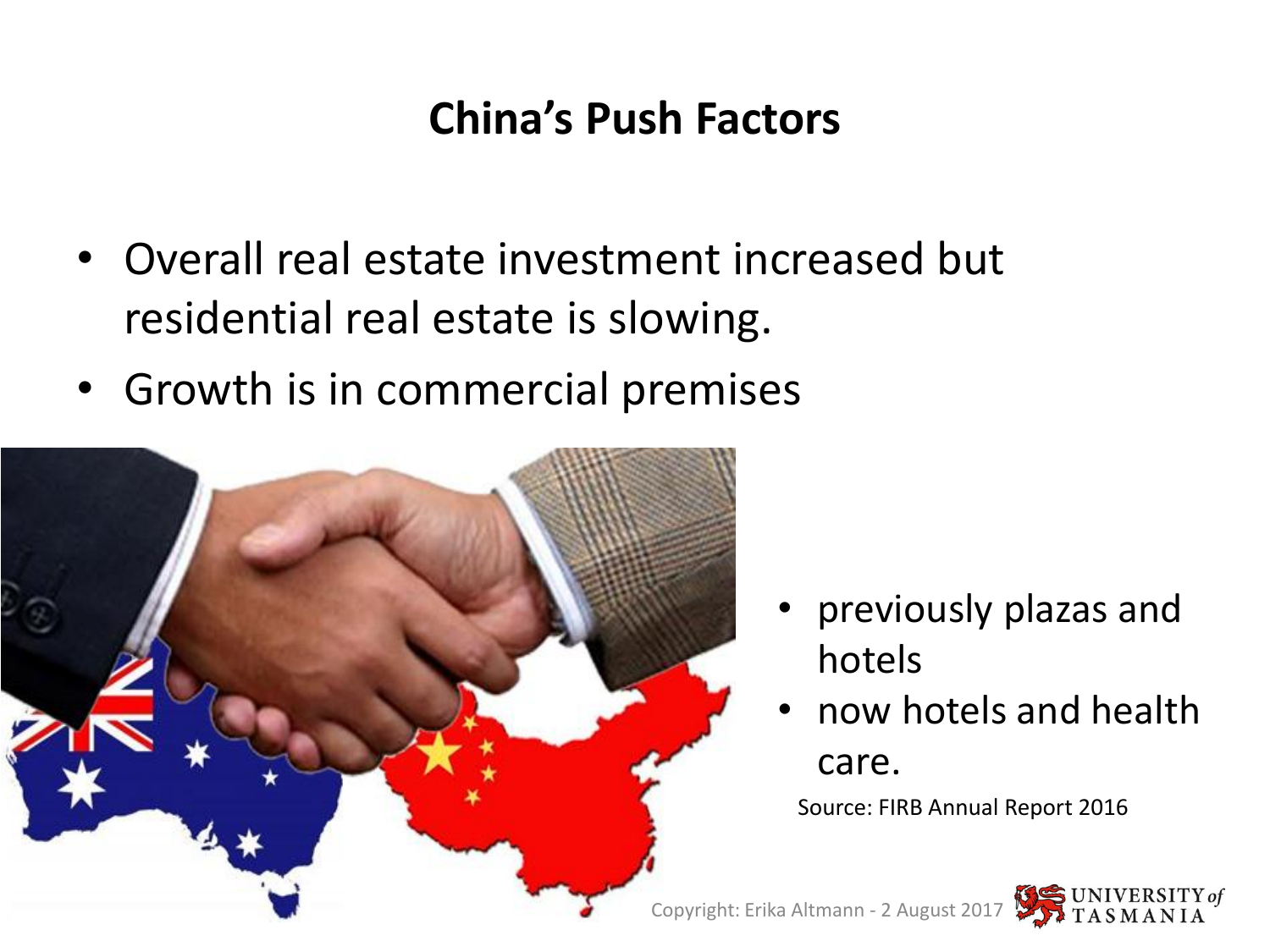# China's Push Factors

- Overall real estate investment increased but residential real estate is slowing.
- Growth is in commercial premises

- previously plazas and hotels
- now hotels and health care.

Source: FIRB Annual Report 2016

Copyright: Erika Altmann - 2 August 2017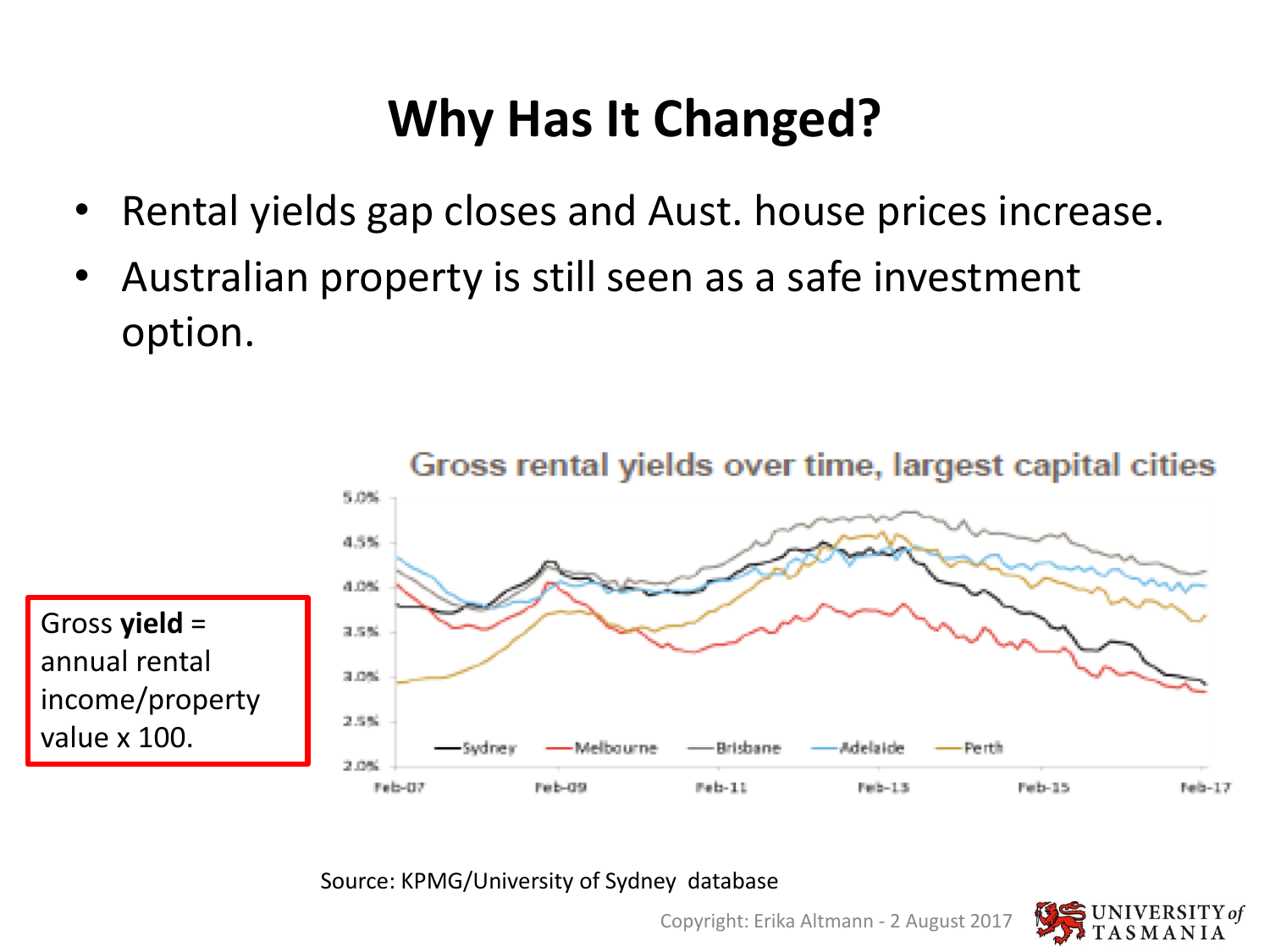# Why Has It Changed?

- Rental yields gap closes and Aust. house prices increase.
- Australian property is still seen as a safe investment option.

Gross **yield** = annual rental income/property value x 100.

Gross rental yields over time, largest capital cities

Source: KPMG/University of Sydney database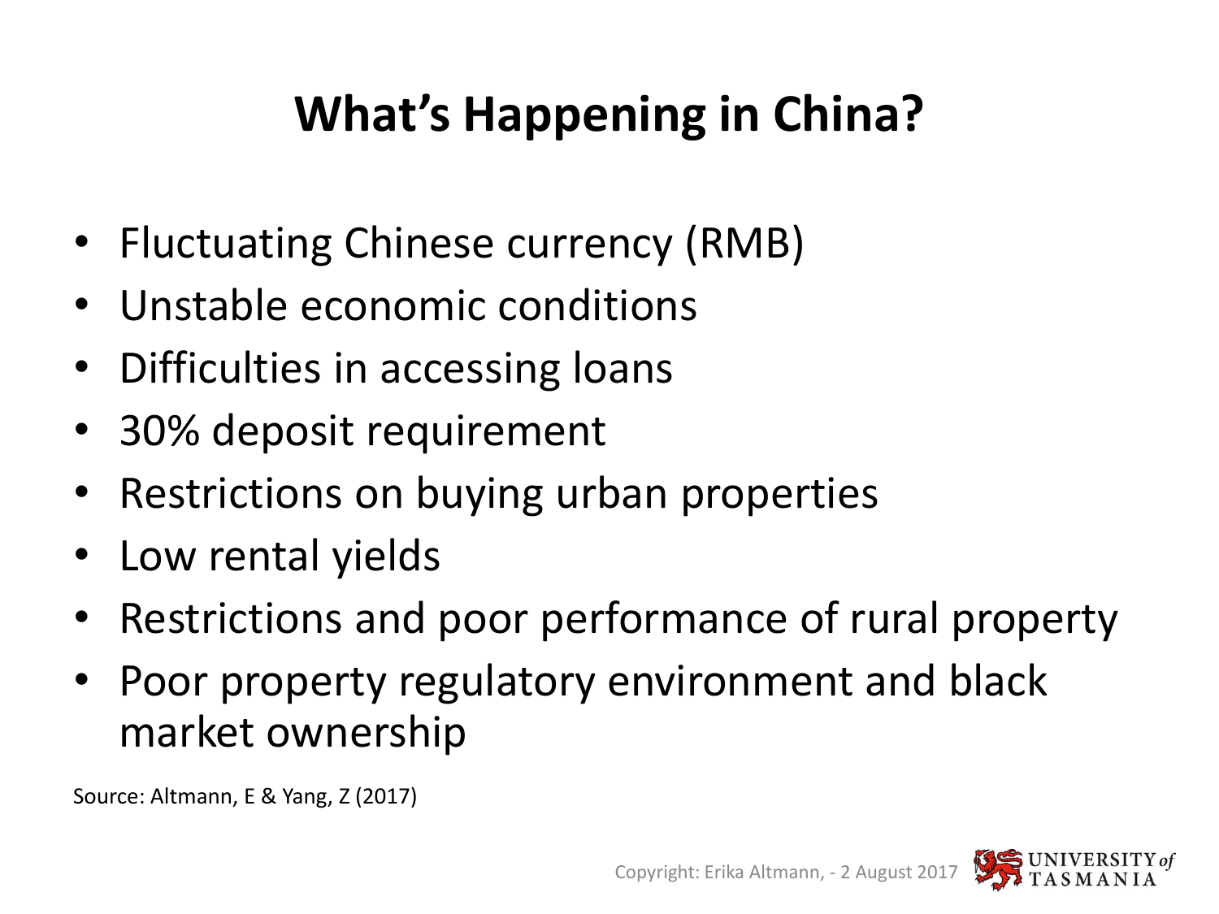# What's Happening in China?

- Fluctuating Chinese currency (RMB)
- Unstable economic conditions
- Difficulties in accessing loans
- 30% deposit requirement
- Restrictions on buying urban properties
- Low rental yields
- Restrictions and poor performance of rural property
- Poor property regulatory environment and black market ownership

Source: Altmann, E & Yang, Z (2017)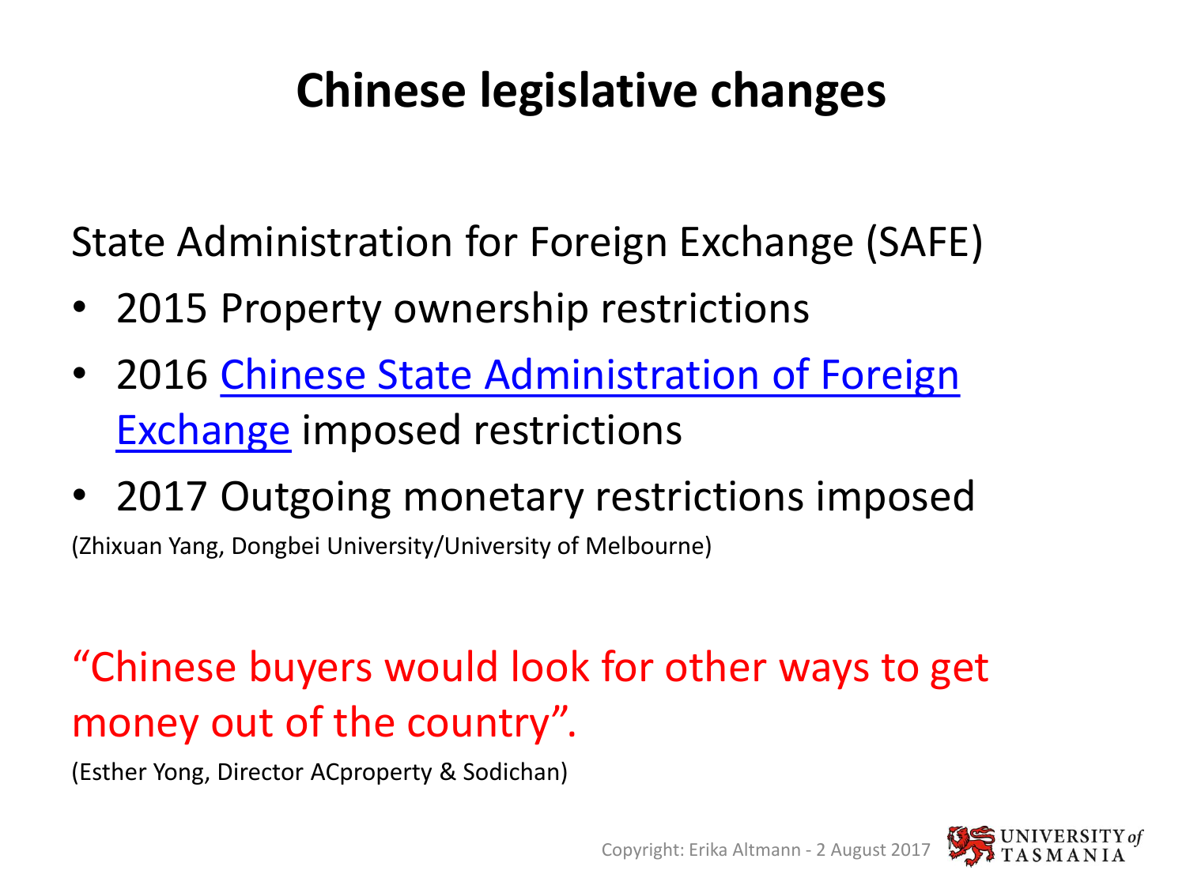# Chinese legislative changes

State Administration for Foreign Exchange (SAFE)

- 2015 Property ownership restrictions
- 2016 Chinese State Administration of Foreign Exchange imposed restrictions
- 2017 Outgoing monetary restrictions imposed

(Zhixuan Yang, Dongbei University/University of Melbourne)

"Chinese buyers would look for other ways to get money out of the country".

(Esther Yong, Director ACproperty & Sodichan)

Copyright: Erika Altmann - 2 August 2017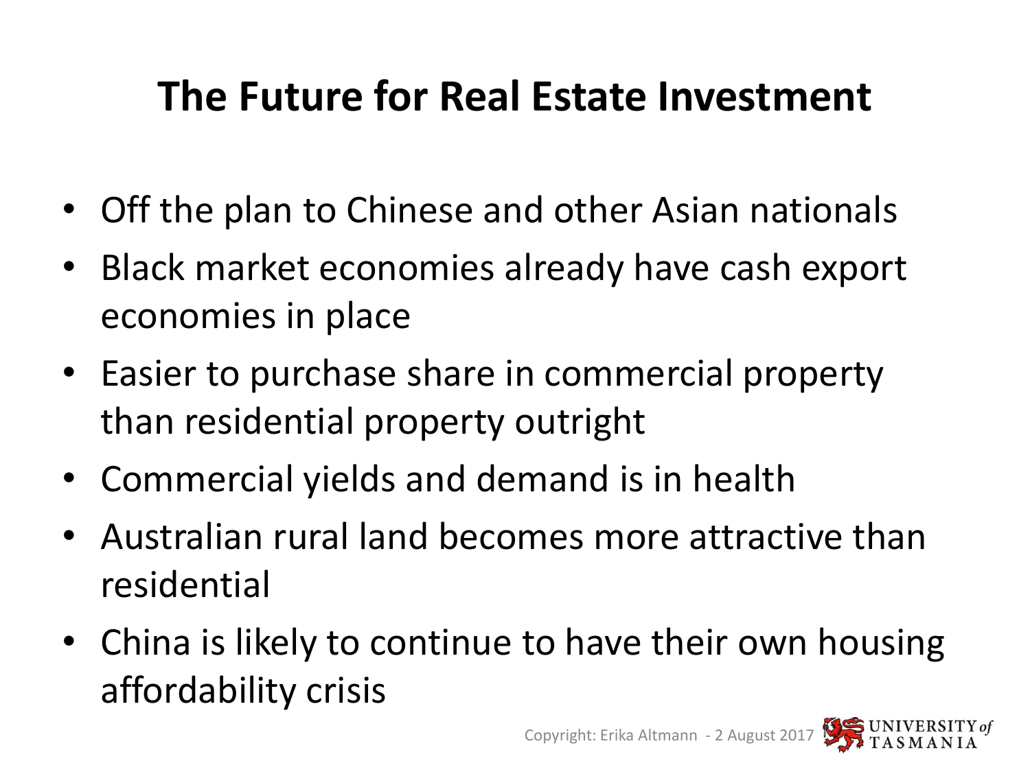# The Future for Real Estate Investment

- Off the plan to Chinese and other Asian nationals
- Black market economies already have cash export economies in place
- Easier to purchase share in commercial property than residential property outright
- Commercial yields and demand is in health
- Australian rural land becomes more attractive than residential
- China is likely to continue to have their own housing affordability crisis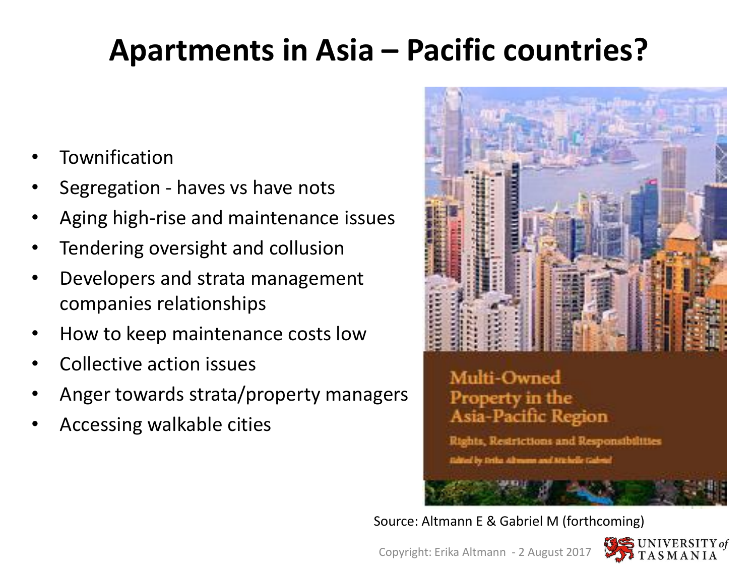# Apartments in Asia – Pacific countries?

- Townification
- Segregation - haves vs have nots
- Aging high-rise and maintenance issues
- Tendering oversight and collusion
- Developers and strata management companies relationships
- How to keep maintenance costs low
- Collective action issues
- Anger towards strata/property managers
- Accessing walkable cities

Multi-Owned Property in the Asia-Pacific Region

Rights, Restrictions and Responsibilities

Edited by Erika Altmann and Michelle Gabriel

Source: Altmann E & Gabriel M (forthcoming)

Copyright: Erika Altmann - 2 August 2017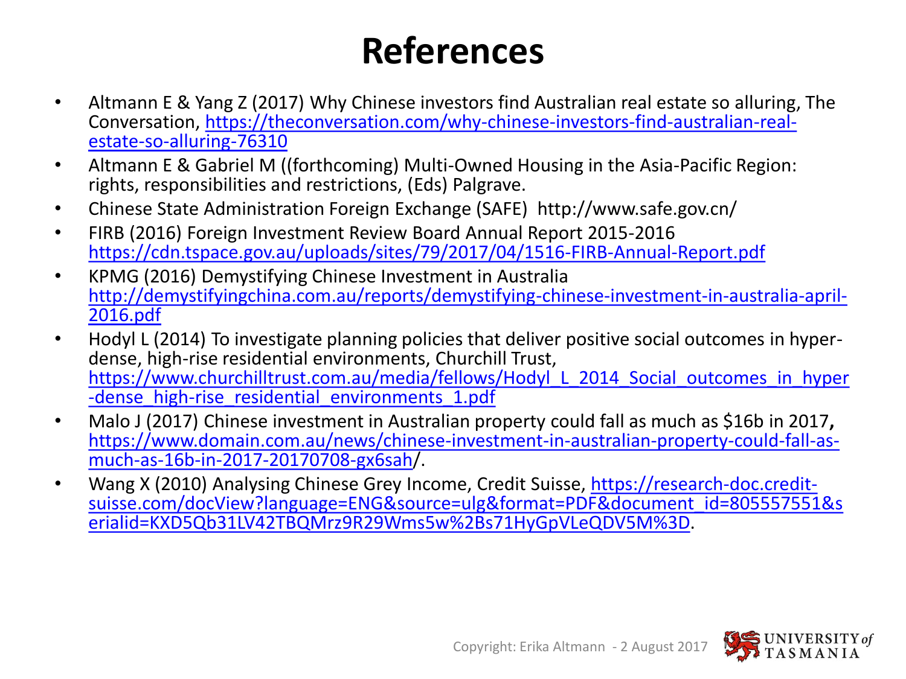# References

- Altmann E & Yang Z (2017) Why Chinese investors find Australian real estate so alluring, The Conversation, https://theconversation.com/why-chinese-investors-find-australian-real-estate-so-alluring-76310
- Altmann E & Gabriel M ((forthcoming) Multi-Owned Housing in the Asia-Pacific Region: rights, responsibilities and restrictions, (Eds) Palgrave.
- Chinese State Administration Foreign Exchange (SAFE) http://www.safe.gov.cn/
- FIRB (2016) Foreign Investment Review Board Annual Report 2015-2016 https://cdn.tspace.gov.au/uploads/sites/79/2017/04/1516-FIRB-Annual-Report.pdf
- KPMG (2016) Demystifying Chinese Investment in Australia http://demystifyingchina.com.au/reports/demystifying-chinese-investment-in-australia-april-2016.pdf
- Hodyl L (2014) To investigate planning policies that deliver positive social outcomes in hyper-dense, high-rise residential environments, Churchill Trust, https://www.churchilltrust.com.au/media/fellows/Hodyl_L_2014_Social_outcomes_in_hyper-dense_high-rise_residential_environments_1.pdf
- Malo J (2017) Chinese investment in Australian property could fall as much as $16b in 2017**,** https://www.domain.com.au/news/chinese-investment-in-australian-property-could-fall-as-much-as-16b-in-2017-20170708-gx6sah/.
- Wang X (2010) Analysing Chinese Grey Income, Credit Suisse, https://research-doc.credit-suisse.com/docView?language=ENG&source=ulg&format=PDF&document_id=805557551&serialid=KXD5Qb31LV42TBQMrz9R29Wms5w%2Bs71HyGpVLeQDV5M%3D.

Copyright: Erika Altmann - 2 August 2017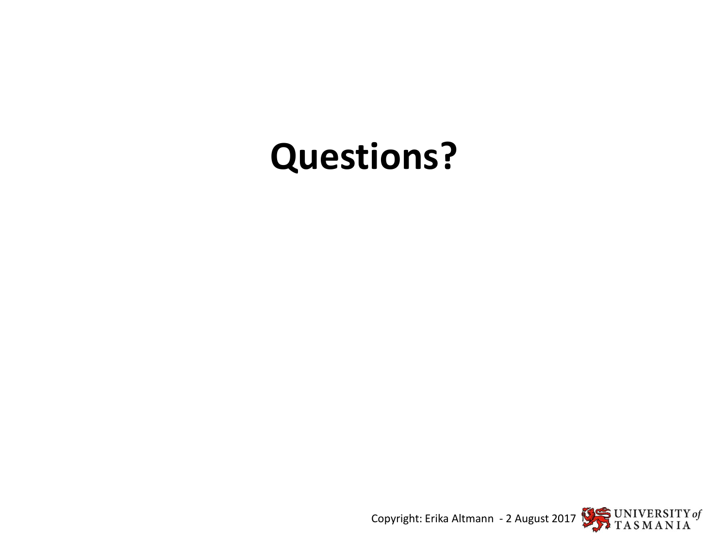# Questions?